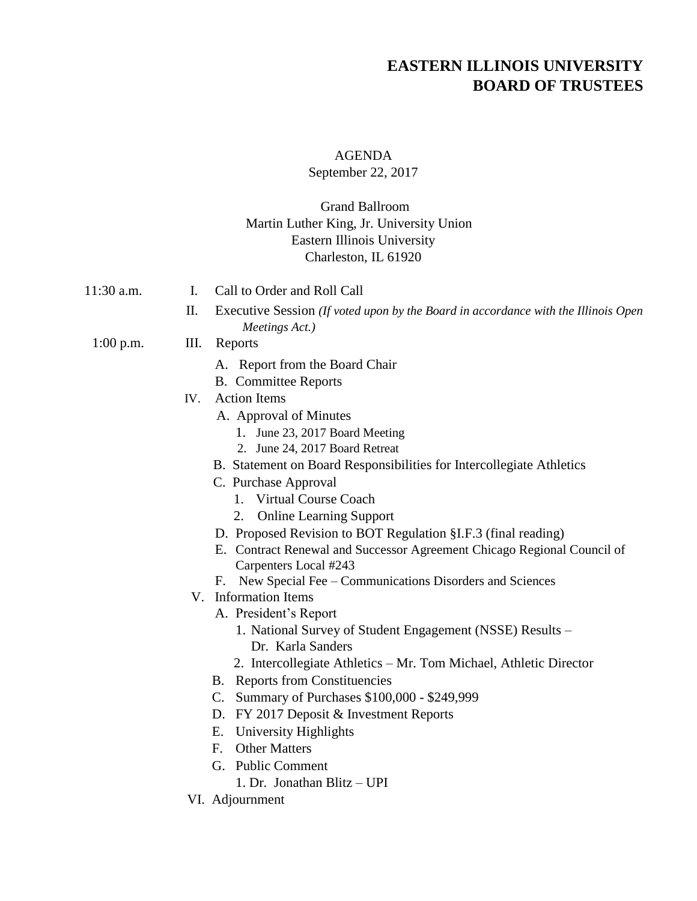# EASTERN ILLINOIS UNIVERSITY
# BOARD OF TRUSTEES

AGENDA
September 22, 2017

Grand Ballroom
Martin Luther King, Jr. University Union
Eastern Illinois University
Charleston, IL 61920

11:30 a.m.

I. Call to Order and Roll Call

II. Executive Session *(If voted upon by the Board in accordance with the Illinois Open Meetings Act.)*

1:00 p.m.

III. Reports
   - A. Report from the Board Chair
   - B. Committee Reports

IV. Action Items
   - A. Approval of Minutes
     1. June 23, 2017 Board Meeting
     2. June 24, 2017 Board Retreat
   - B. Statement on Board Responsibilities for Intercollegiate Athletics
   - C. Purchase Approval
     1. Virtual Course Coach
     2. Online Learning Support
   - D. Proposed Revision to BOT Regulation §I.F.3 (final reading)
   - E. Contract Renewal and Successor Agreement Chicago Regional Council of Carpenters Local #243
   - F. New Special Fee – Communications Disorders and Sciences

V. Information Items
   - A. President's Report
     1. National Survey of Student Engagement (NSSE) Results – Dr. Karla Sanders
     2. Intercollegiate Athletics – Mr. Tom Michael, Athletic Director
   - B. Reports from Constituencies
   - C. Summary of Purchases $100,000 - $249,999
   - D. FY 2017 Deposit & Investment Reports
   - E. University Highlights
   - F. Other Matters
   - G. Public Comment
     1. Dr. Jonathan Blitz – UPI

VI. Adjournment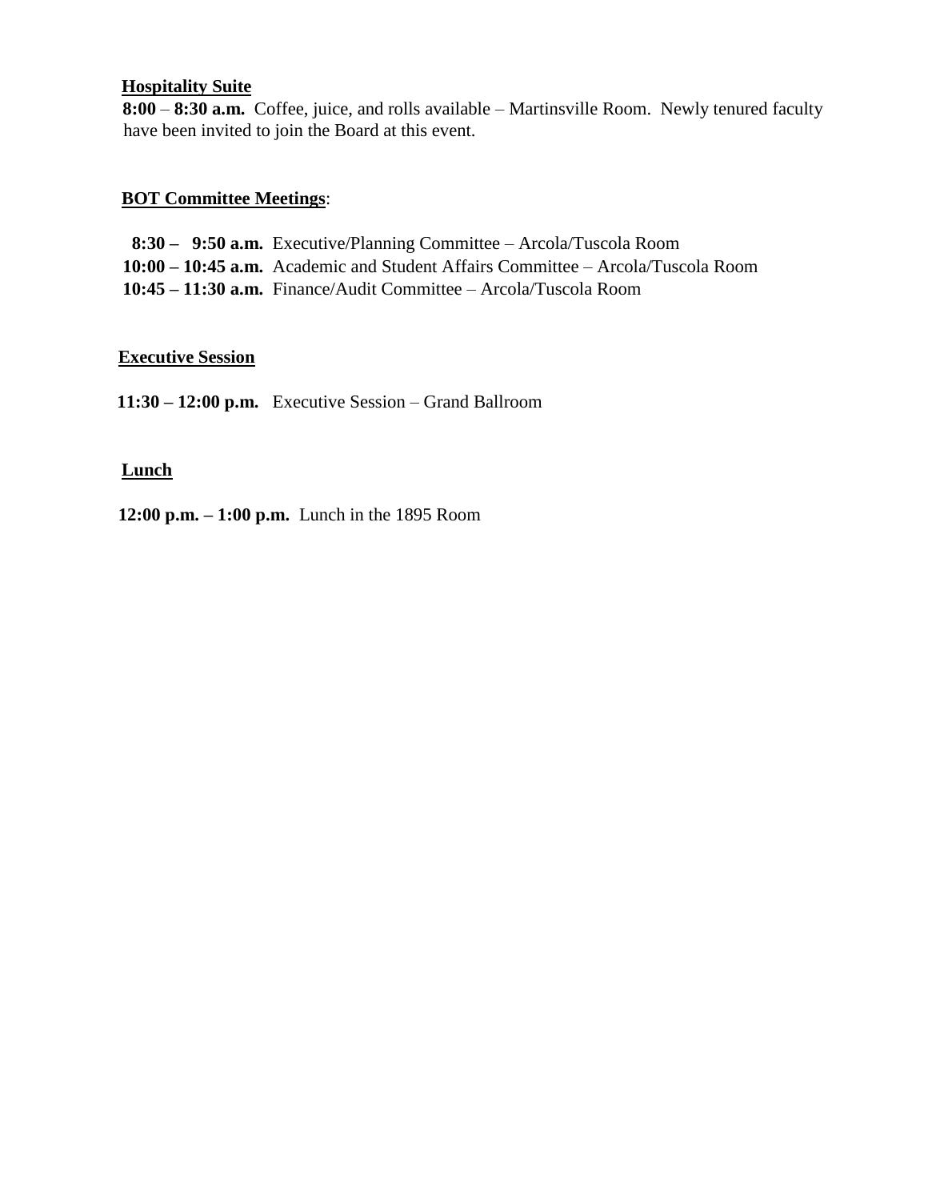**Hospitality Suite**

**8:00** – **8:30 a.m.** Coffee, juice, and rolls available – Martinsville Room. Newly tenured faculty have been invited to join the Board at this event.

**BOT Committee Meetings**:

**8:30 – 9:50 a.m.** Executive/Planning Committee – Arcola/Tuscola Room
**10:00 – 10:45 a.m.** Academic and Student Affairs Committee – Arcola/Tuscola Room
**10:45 – 11:30 a.m.** Finance/Audit Committee – Arcola/Tuscola Room

**Executive Session**

**11:30 – 12:00 p.m.** Executive Session – Grand Ballroom

**Lunch**

**12:00 p.m. – 1:00 p.m.** Lunch in the 1895 Room